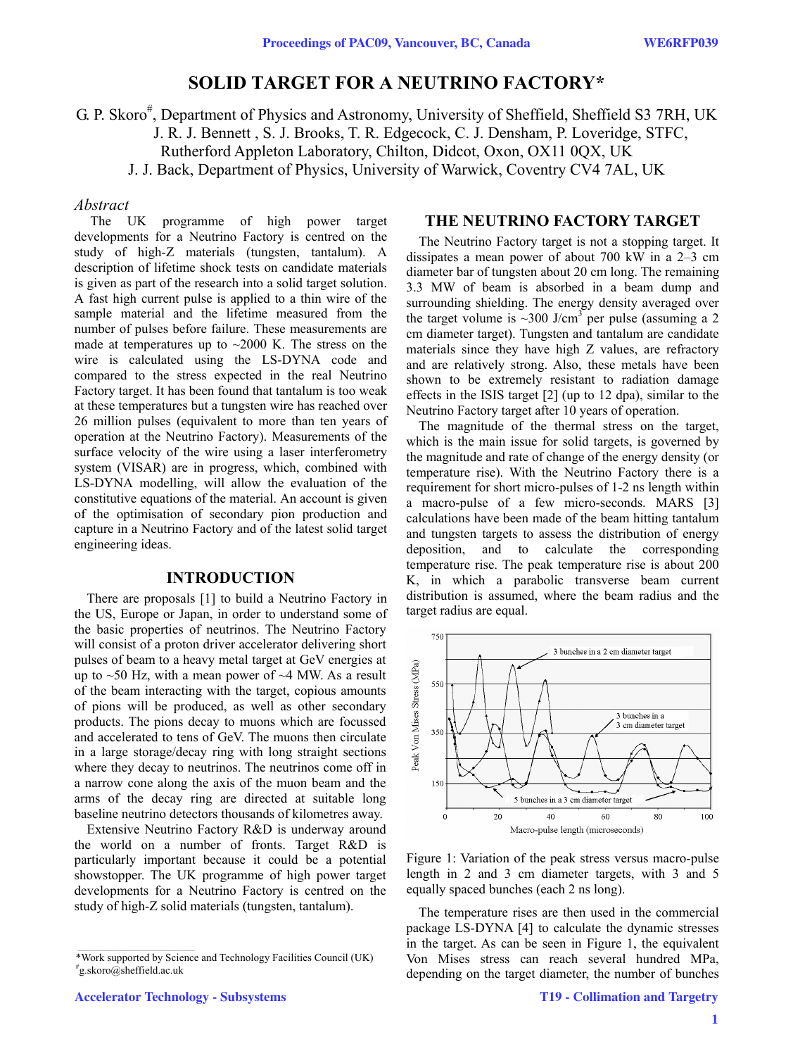# SOLID TARGET FOR A NEUTRINO FACTORY*

G. P. Skoro#, Department of Physics and Astronomy, University of Sheffield, Sheffield S3 7RH, UK
J. R. J. Bennett , S. J. Brooks, T. R. Edgecock, C. J. Densham, P. Loveridge, STFC,
Rutherford Appleton Laboratory, Chilton, Didcot, Oxon, OX11 0QX, UK
J. J. Back, Department of Physics, University of Warwick, Coventry CV4 7AL, UK

*Abstract*

The UK programme of high power target developments for a Neutrino Factory is centred on the study of high-Z materials (tungsten, tantalum). A description of lifetime shock tests on candidate materials is given as part of the research into a solid target solution. A fast high current pulse is applied to a thin wire of the sample material and the lifetime measured from the number of pulses before failure. These measurements are made at temperatures up to ~2000 K. The stress on the wire is calculated using the LS-DYNA code and compared to the stress expected in the real Neutrino Factory target. It has been found that tantalum is too weak at these temperatures but a tungsten wire has reached over 26 million pulses (equivalent to more than ten years of operation at the Neutrino Factory). Measurements of the surface velocity of the wire using a laser interferometry system (VISAR) are in progress, which, combined with LS-DYNA modelling, will allow the evaluation of the constitutive equations of the material. An account is given of the optimisation of secondary pion production and capture in a Neutrino Factory and of the latest solid target engineering ideas.

## INTRODUCTION

There are proposals [1] to build a Neutrino Factory in the US, Europe or Japan, in order to understand some of the basic properties of neutrinos. The Neutrino Factory will consist of a proton driver accelerator delivering short pulses of beam to a heavy metal target at GeV energies at up to ~50 Hz, with a mean power of ~4 MW. As a result of the beam interacting with the target, copious amounts of pions will be produced, as well as other secondary products. The pions decay to muons which are focussed and accelerated to tens of GeV. The muons then circulate in a large storage/decay ring with long straight sections where they decay to neutrinos. The neutrinos come off in a narrow cone along the axis of the muon beam and the arms of the decay ring are directed at suitable long baseline neutrino detectors thousands of kilometres away.

Extensive Neutrino Factory R&D is underway around the world on a number of fronts. Target R&D is particularly important because it could be a potential showstopper. The UK programme of high power target developments for a Neutrino Factory is centred on the study of high-Z solid materials (tungsten, tantalum).

## THE NEUTRINO FACTORY TARGET

The Neutrino Factory target is not a stopping target. It dissipates a mean power of about 700 kW in a 2–3 cm diameter bar of tungsten about 20 cm long. The remaining 3.3 MW of beam is absorbed in a beam dump and surrounding shielding. The energy density averaged over the target volume is ~300 J/cm$^3$ per pulse (assuming a 2 cm diameter target). Tungsten and tantalum are candidate materials since they have high Z values, are refractory and are relatively strong. Also, these metals have been shown to be extremely resistant to radiation damage effects in the ISIS target [2] (up to 12 dpa), similar to the Neutrino Factory target after 10 years of operation.

The magnitude of the thermal stress on the target, which is the main issue for solid targets, is governed by the magnitude and rate of change of the energy density (or temperature rise). With the Neutrino Factory there is a requirement for short micro-pulses of 1-2 ns length within a macro-pulse of a few micro-seconds. MARS [3] calculations have been made of the beam hitting tantalum and tungsten targets to assess the distribution of energy deposition, and to calculate the corresponding temperature rise. The peak temperature rise is about 200 K, in which a parabolic transverse beam current distribution is assumed, where the beam radius and the target radius are equal.

Peak Von Mises Stress (MPa)
750
550
350
150
0 20 40 60 80 100
Macro-pulse length (microseconds)
3 bunches in a 2 cm diameter target
3 bunches in a 3 cm diameter target
5 bunches in a 3 cm diameter target

Figure 1: Variation of the peak stress versus macro-pulse length in 2 and 3 cm diameter targets, with 3 and 5 equally spaced bunches (each 2 ns long).

The temperature rises are then used in the commercial package LS-DYNA [4] to calculate the dynamic stresses in the target. As can be seen in Figure 1, the equivalent Von Mises stress can reach several hundred MPa, depending on the target diameter, the number of bunches

*Work supported by Science and Technology Facilities Council (UK)
#g.skoro@sheffield.ac.uk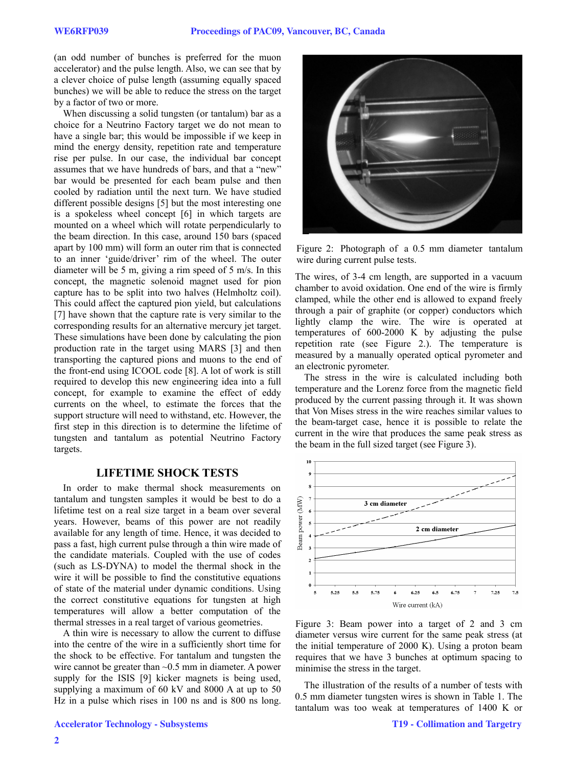(an odd number of bunches is preferred for the muon accelerator) and the pulse length. Also, we can see that by a clever choice of pulse length (assuming equally spaced bunches) we will be able to reduce the stress on the target by a factor of two or more.

When discussing a solid tungsten (or tantalum) bar as a choice for a Neutrino Factory target we do not mean to have a single bar; this would be impossible if we keep in mind the energy density, repetition rate and temperature rise per pulse. In our case, the individual bar concept assumes that we have hundreds of bars, and that a "new" bar would be presented for each beam pulse and then cooled by radiation until the next turn. We have studied different possible designs [5] but the most interesting one is a spokeless wheel concept [6] in which targets are mounted on a wheel which will rotate perpendicularly to the beam direction. In this case, around 150 bars (spaced apart by 100 mm) will form an outer rim that is connected to an inner 'guide/driver' rim of the wheel. The outer diameter will be 5 m, giving a rim speed of 5 m/s. In this concept, the magnetic solenoid magnet used for pion capture has to be split into two halves (Helmholtz coil). This could affect the captured pion yield, but calculations [7] have shown that the capture rate is very similar to the corresponding results for an alternative mercury jet target. These simulations have been done by calculating the pion production rate in the target using MARS [3] and then transporting the captured pions and muons to the end of the front-end using ICOOL code [8]. A lot of work is still required to develop this new engineering idea into a full concept, for example to examine the effect of eddy currents on the wheel, to estimate the forces that the support structure will need to withstand, etc. However, the first step in this direction is to determine the lifetime of tungsten and tantalum as potential Neutrino Factory targets.

## LIFETIME SHOCK TESTS

In order to make thermal shock measurements on tantalum and tungsten samples it would be best to do a lifetime test on a real size target in a beam over several years. However, beams of this power are not readily available for any length of time. Hence, it was decided to pass a fast, high current pulse through a thin wire made of the candidate materials. Coupled with the use of codes (such as LS-DYNA) to model the thermal shock in the wire it will be possible to find the constitutive equations of state of the material under dynamic conditions. Using the correct constitutive equations for tungsten at high temperatures will allow a better computation of the thermal stresses in a real target of various geometries.

A thin wire is necessary to allow the current to diffuse into the centre of the wire in a sufficiently short time for the shock to be effective. For tantalum and tungsten the wire cannot be greater than ~0.5 mm in diameter. A power supply for the ISIS [9] kicker magnets is being used, supplying a maximum of 60 kV and 8000 A at up to 50 Hz in a pulse which rises in 100 ns and is 800 ns long.

Figure 2: Photograph of a 0.5 mm diameter tantalum wire during current pulse tests.

The wires, of 3-4 cm length, are supported in a vacuum chamber to avoid oxidation. One end of the wire is firmly clamped, while the other end is allowed to expand freely through a pair of graphite (or copper) conductors which lightly clamp the wire. The wire is operated at temperatures of 600-2000 K by adjusting the pulse repetition rate (see Figure 2.). The temperature is measured by a manually operated optical pyrometer and an electronic pyrometer.

The stress in the wire is calculated including both temperature and the Lorenz force from the magnetic field produced by the current passing through it. It was shown that Von Mises stress in the wire reaches similar values to the beam-target case, hence it is possible to relate the current in the wire that produces the same peak stress as the beam in the full sized target (see Figure 3).

Beam power (MW)
0 1 2 3 4 5 6 7 8 9 10
3 cm diameter
2 cm diameter
5 5.25 5.5 5.75 6 6.25 6.5 6.75 7 7.25 7.5
Wire current (kA)

Figure 3: Beam power into a target of 2 and 3 cm diameter versus wire current for the same peak stress (at the initial temperature of 2000 K). Using a proton beam requires that we have 3 bunches at optimum spacing to minimise the stress in the target.

The illustration of the results of a number of tests with 0.5 mm diameter tungsten wires is shown in Table 1. The tantalum was too weak at temperatures of 1400 K or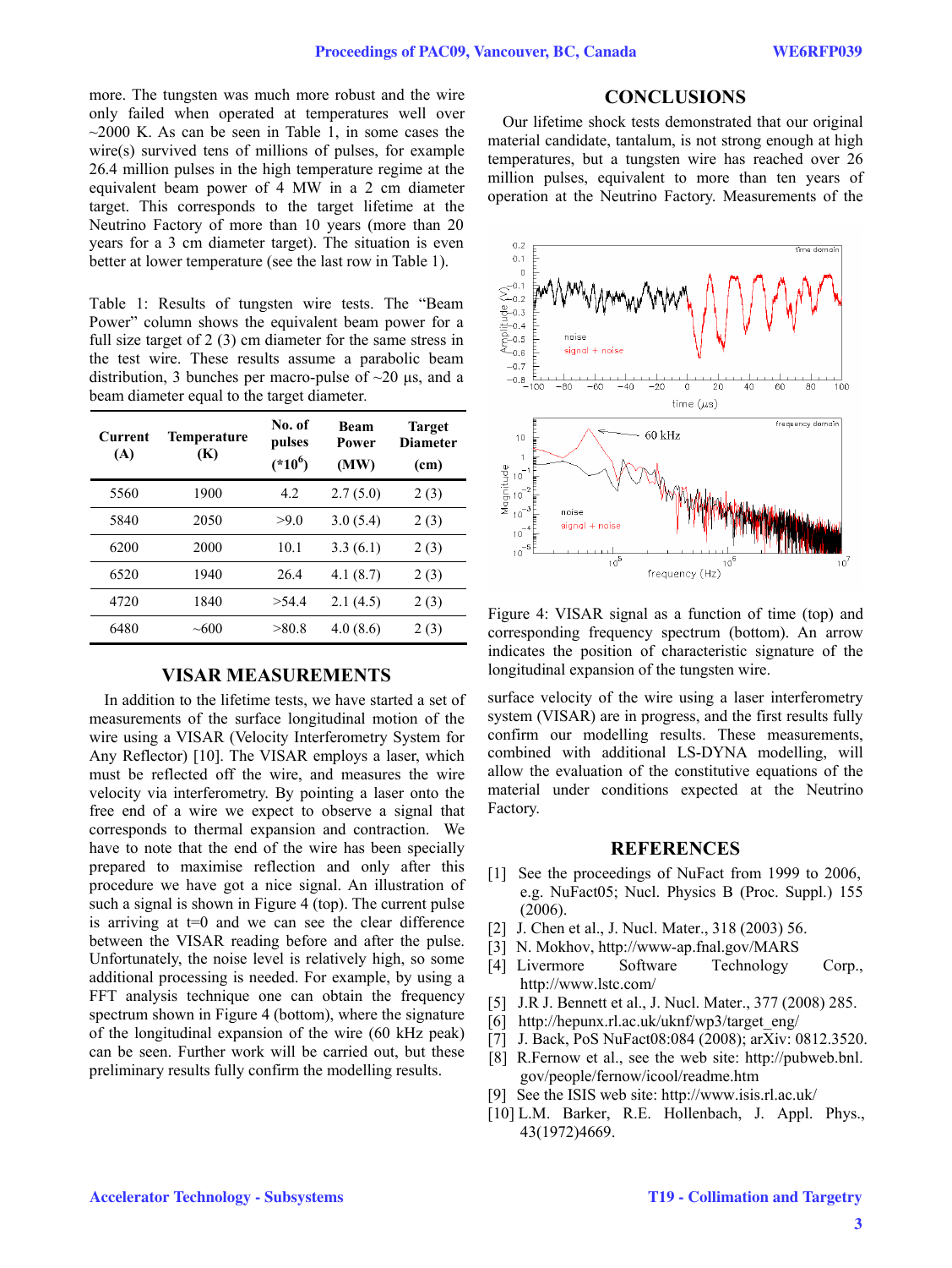more. The tungsten was much more robust and the wire only failed when operated at temperatures well over ~2000 K. As can be seen in Table 1, in some cases the wire(s) survived tens of millions of pulses, for example 26.4 million pulses in the high temperature regime at the equivalent beam power of 4 MW in a 2 cm diameter target. This corresponds to the target lifetime at the Neutrino Factory of more than 10 years (more than 20 years for a 3 cm diameter target). The situation is even better at lower temperature (see the last row in Table 1).

Table 1: Results of tungsten wire tests. The "Beam Power" column shows the equivalent beam power for a full size target of 2 (3) cm diameter for the same stress in the test wire. These results assume a parabolic beam distribution, 3 bunches per macro-pulse of ~20 µs, and a beam diameter equal to the target diameter.

| Current (A) | Temperature (K) | No. of pulses ($*10^6$) | Beam Power (MW) | Target Diameter (cm) |
|---|---|---|---|---|
| 5560 | 1900 | 4.2 | 2.7 (5.0) | 2 (3) |
| 5840 | 2050 | >9.0 | 3.0 (5.4) | 2 (3) |
| 6200 | 2000 | 10.1 | 3.3 (6.1) | 2 (3) |
| 6520 | 1940 | 26.4 | 4.1 (8.7) | 2 (3) |
| 4720 | 1840 | >54.4 | 2.1 (4.5) | 2 (3) |
| 6480 | ~600 | >80.8 | 4.0 (8.6) | 2 (3) |

## VISAR MEASUREMENTS

In addition to the lifetime tests, we have started a set of measurements of the surface longitudinal motion of the wire using a VISAR (Velocity Interferometry System for Any Reflector) [10]. The VISAR employs a laser, which must be reflected off the wire, and measures the wire velocity via interferometry. By pointing a laser onto the free end of a wire we expect to observe a signal that corresponds to thermal expansion and contraction. We have to note that the end of the wire has been specially prepared to maximise reflection and only after this procedure we have got a nice signal. An illustration of such a signal is shown in Figure 4 (top). The current pulse is arriving at t=0 and we can see the clear difference between the VISAR reading before and after the pulse. Unfortunately, the noise level is relatively high, so some additional processing is needed. For example, by using a FFT analysis technique one can obtain the frequency spectrum shown in Figure 4 (bottom), where the signature of the longitudinal expansion of the wire (60 kHz peak) can be seen. Further work will be carried out, but these preliminary results fully confirm the modelling results.

## CONCLUSIONS

Our lifetime shock tests demonstrated that our original material candidate, tantalum, is not strong enough at high temperatures, but a tungsten wire has reached over 26 million pulses, equivalent to more than ten years of operation at the Neutrino Factory. Measurements of the surface velocity of the wire using a laser interferometry system (VISAR) are in progress, and the first results fully confirm our modelling results. These measurements, combined with additional LS-DYNA modelling, will allow the evaluation of the constitutive equations of the material under conditions expected at the Neutrino Factory.

time domain
Amplitude (V)
noise
signal + noise
time (µs)

frequency domain
60 kHz
Magnitude
noise
signal + noise
frequency (Hz)

Figure 4: VISAR signal as a function of time (top) and corresponding frequency spectrum (bottom). An arrow indicates the position of characteristic signature of the longitudinal expansion of the tungsten wire.

## REFERENCES

[1] See the proceedings of NuFact from 1999 to 2006, e.g. NuFact05; Nucl. Physics B (Proc. Suppl.) 155 (2006).
[2] J. Chen et al., J. Nucl. Mater., 318 (2003) 56.
[3] N. Mokhov, http://www-ap.fnal.gov/MARS
[4] Livermore Software Technology Corp., http://www.lstc.com/
[5] J.R J. Bennett et al., J. Nucl. Mater., 377 (2008) 285.
[6] http://hepunx.rl.ac.uk/uknf/wp3/target_eng/
[7] J. Back, PoS NuFact08:084 (2008); arXiv: 0812.3520.
[8] R.Fernow et al., see the web site: http://pubweb.bnl.gov/people/fernow/icool/readme.htm
[9] See the ISIS web site: http://www.isis.rl.ac.uk/
[10] L.M. Barker, R.E. Hollenbach, J. Appl. Phys., 43(1972)4669.